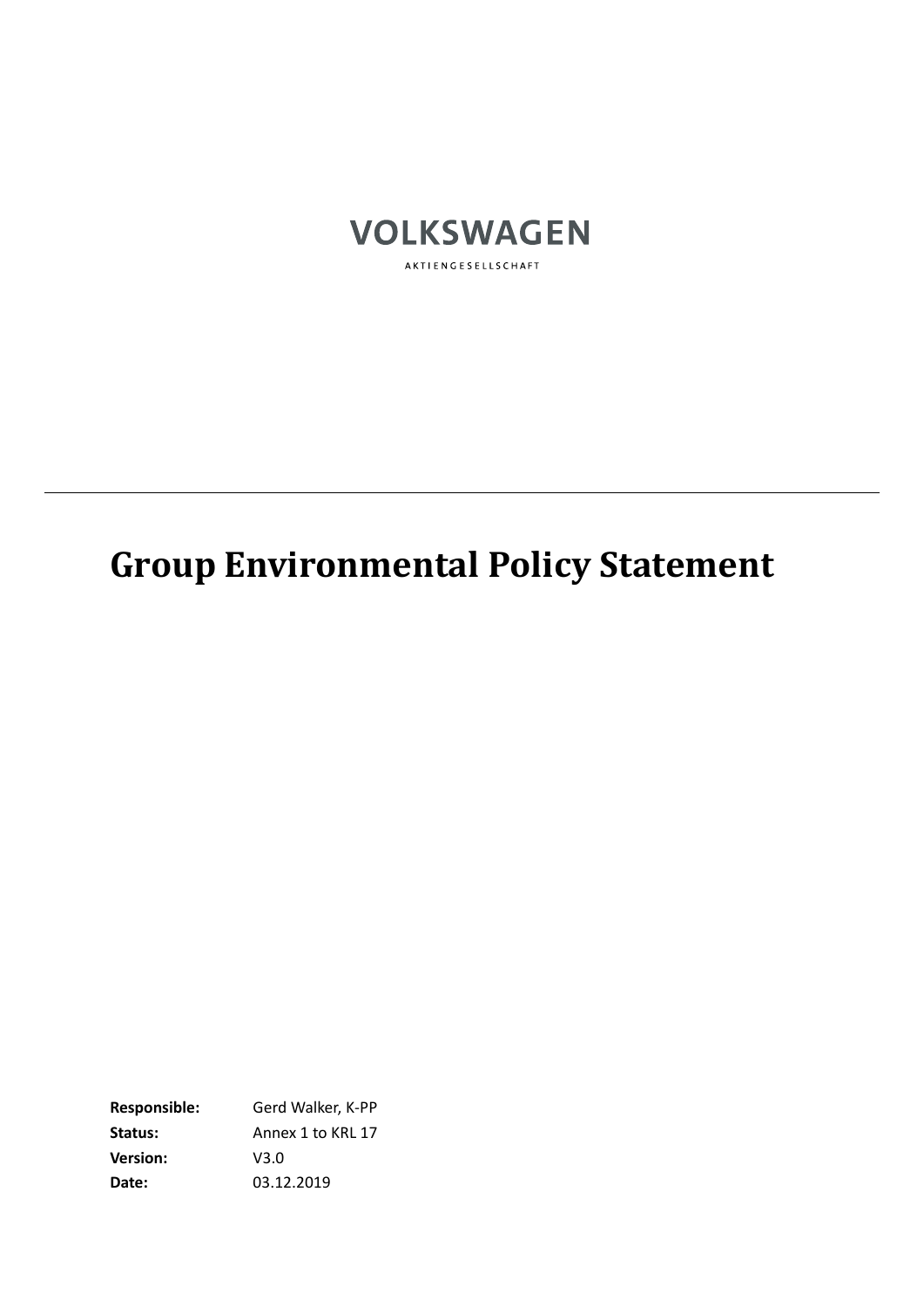VOLKSWAGEN

AKTIENGESELLSCHAFT

---

# Group Environmental Policy Statement

**Responsible:** Gerd Walker, K-PP
**Status:** Annex 1 to KRL 17
**Version:** V3.0
**Date:** 03.12.2019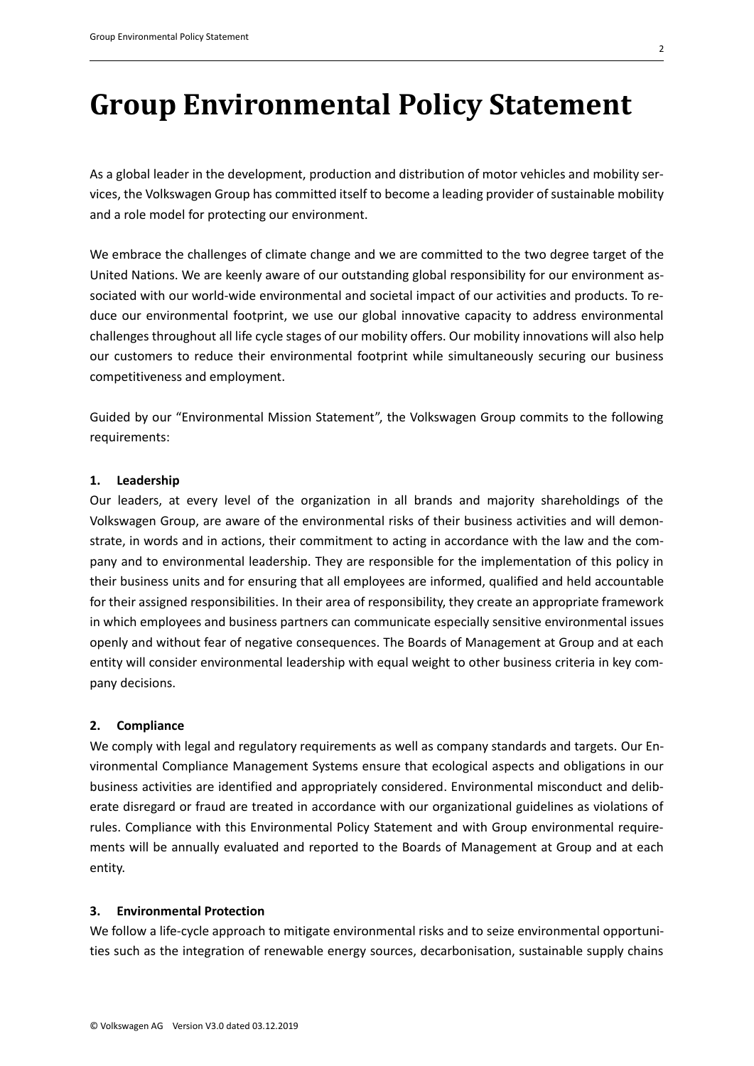# Group Environmental Policy Statement

As a global leader in the development, production and distribution of motor vehicles and mobility services, the Volkswagen Group has committed itself to become a leading provider of sustainable mobility and a role model for protecting our environment.

We embrace the challenges of climate change and we are committed to the two degree target of the United Nations. We are keenly aware of our outstanding global responsibility for our environment associated with our world-wide environmental and societal impact of our activities and products. To reduce our environmental footprint, we use our global innovative capacity to address environmental challenges throughout all life cycle stages of our mobility offers. Our mobility innovations will also help our customers to reduce their environmental footprint while simultaneously securing our business competitiveness and employment.

Guided by our "Environmental Mission Statement", the Volkswagen Group commits to the following requirements:

**1. Leadership**

Our leaders, at every level of the organization in all brands and majority shareholdings of the Volkswagen Group, are aware of the environmental risks of their business activities and will demonstrate, in words and in actions, their commitment to acting in accordance with the law and the company and to environmental leadership. They are responsible for the implementation of this policy in their business units and for ensuring that all employees are informed, qualified and held accountable for their assigned responsibilities. In their area of responsibility, they create an appropriate framework in which employees and business partners can communicate especially sensitive environmental issues openly and without fear of negative consequences. The Boards of Management at Group and at each entity will consider environmental leadership with equal weight to other business criteria in key company decisions.

**2. Compliance**

We comply with legal and regulatory requirements as well as company standards and targets. Our Environmental Compliance Management Systems ensure that ecological aspects and obligations in our business activities are identified and appropriately considered. Environmental misconduct and deliberate disregard or fraud are treated in accordance with our organizational guidelines as violations of rules. Compliance with this Environmental Policy Statement and with Group environmental requirements will be annually evaluated and reported to the Boards of Management at Group and at each entity.

**3. Environmental Protection**

We follow a life-cycle approach to mitigate environmental risks and to seize environmental opportunities such as the integration of renewable energy sources, decarbonisation, sustainable supply chains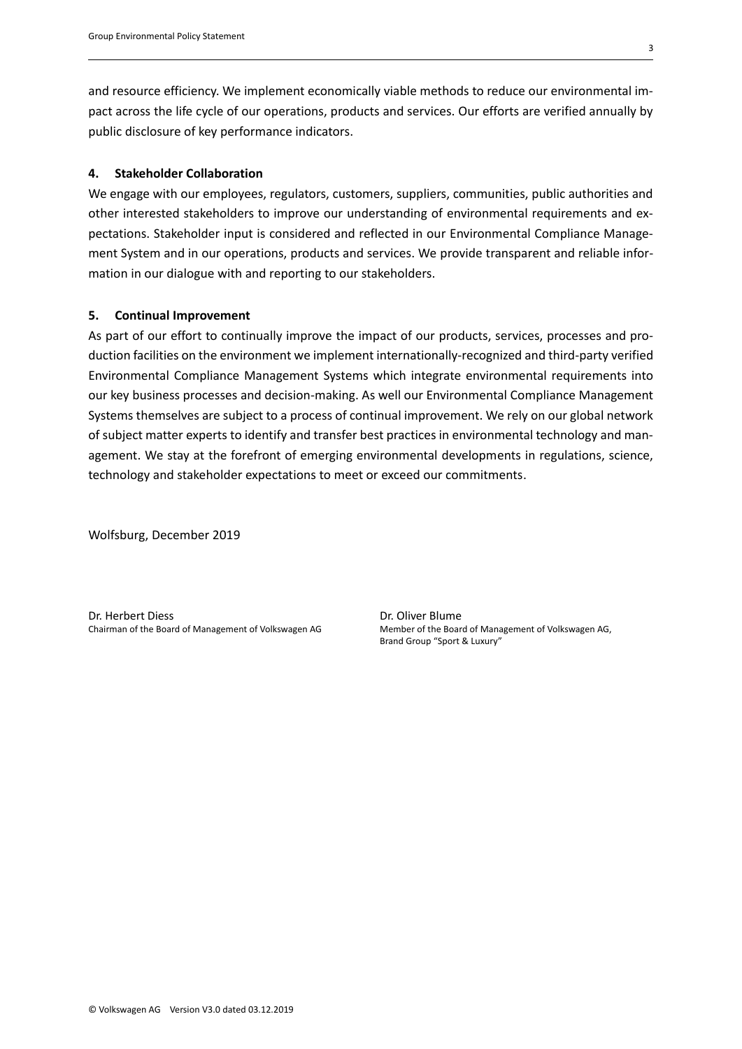and resource efficiency. We implement economically viable methods to reduce our environmental impact across the life cycle of our operations, products and services. Our efforts are verified annually by public disclosure of key performance indicators.

### 4. Stakeholder Collaboration

We engage with our employees, regulators, customers, suppliers, communities, public authorities and other interested stakeholders to improve our understanding of environmental requirements and expectations. Stakeholder input is considered and reflected in our Environmental Compliance Management System and in our operations, products and services. We provide transparent and reliable information in our dialogue with and reporting to our stakeholders.

### 5. Continual Improvement

As part of our effort to continually improve the impact of our products, services, processes and production facilities on the environment we implement internationally-recognized and third-party verified Environmental Compliance Management Systems which integrate environmental requirements into our key business processes and decision-making. As well our Environmental Compliance Management Systems themselves are subject to a process of continual improvement. We rely on our global network of subject matter experts to identify and transfer best practices in environmental technology and management. We stay at the forefront of emerging environmental developments in regulations, science, technology and stakeholder expectations to meet or exceed our commitments.

Wolfsburg, December 2019

Dr. Herbert Diess
Chairman of the Board of Management of Volkswagen AG

Dr. Oliver Blume
Member of the Board of Management of Volkswagen AG,
Brand Group "Sport & Luxury"

© Volkswagen AG Version V3.0 dated 03.12.2019